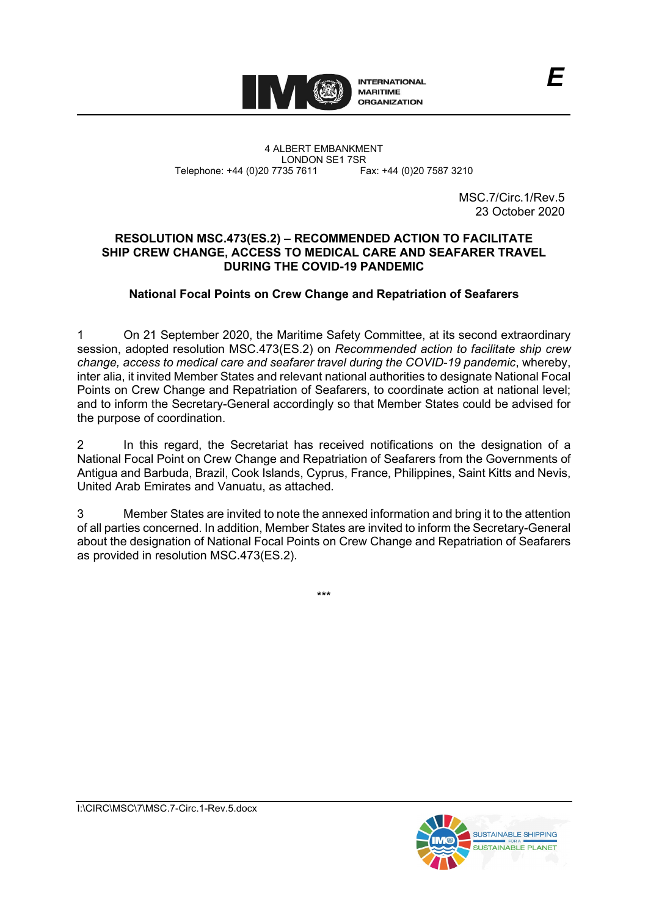INTERNATIONAL MARITIME ORGANIZATION

*E*

4 ALBERT EMBANKMENT
LONDON SE1 7SR
Telephone: +44 (0)20 7735 7611 Fax: +44 (0)20 7587 3210

MSC.7/Circ.1/Rev.5
23 October 2020

## RESOLUTION MSC.473(ES.2) – RECOMMENDED ACTION TO FACILITATE SHIP CREW CHANGE, ACCESS TO MEDICAL CARE AND SEAFARER TRAVEL DURING THE COVID-19 PANDEMIC

### National Focal Points on Crew Change and Repatriation of Seafarers

1 On 21 September 2020, the Maritime Safety Committee, at its second extraordinary session, adopted resolution MSC.473(ES.2) on *Recommended action to facilitate ship crew change, access to medical care and seafarer travel during the COVID-19 pandemic*, whereby, inter alia, it invited Member States and relevant national authorities to designate National Focal Points on Crew Change and Repatriation of Seafarers, to coordinate action at national level; and to inform the Secretary-General accordingly so that Member States could be advised for the purpose of coordination.

2 In this regard, the Secretariat has received notifications on the designation of a National Focal Point on Crew Change and Repatriation of Seafarers from the Governments of Antigua and Barbuda, Brazil, Cook Islands, Cyprus, France, Philippines, Saint Kitts and Nevis, United Arab Emirates and Vanuatu, as attached.

3 Member States are invited to note the annexed information and bring it to the attention of all parties concerned. In addition, Member States are invited to inform the Secretary-General about the designation of National Focal Points on Crew Change and Repatriation of Seafarers as provided in resolution MSC.473(ES.2).

\*\*\*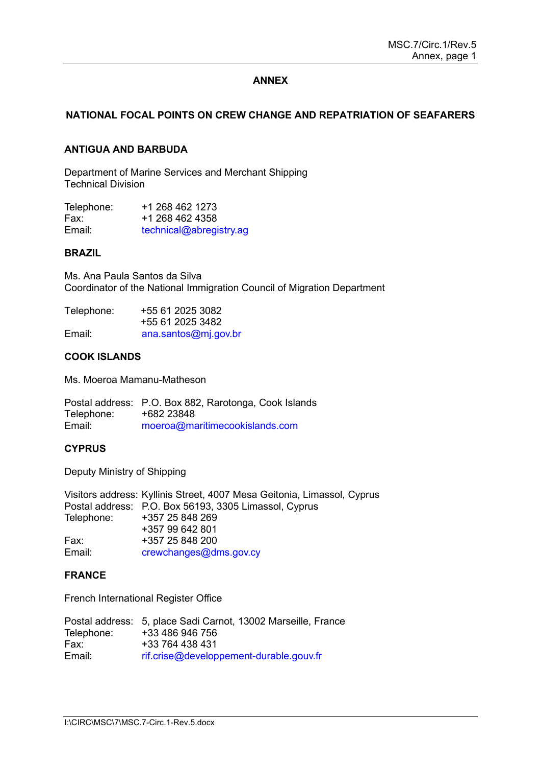# ANNEX

## NATIONAL FOCAL POINTS ON CREW CHANGE AND REPATRIATION OF SEAFARERS

### ANTIGUA AND BARBUDA

Department of Marine Services and Merchant Shipping
Technical Division

| | |
|---|---|
| Telephone: | +1 268 462 1273 |
| Fax: | +1 268 462 4358 |
| Email: | technical@abregistry.ag |

### BRAZIL

Ms. Ana Paula Santos da Silva
Coordinator of the National Immigration Council of Migration Department

| | |
|---|---|
| Telephone: | +55 61 2025 3082 |
| | +55 61 2025 3482 |
| Email: | ana.santos@mj.gov.br |

### COOK ISLANDS

Ms. Moeroa Mamanu-Matheson

| | |
|---|---|
| Postal address: | P.O. Box 882, Rarotonga, Cook Islands |
| Telephone: | +682 23848 |
| Email: | moeroa@maritimecookislands.com |

### CYPRUS

Deputy Ministry of Shipping

| | |
|---|---|
| Visitors address: | Kyllinis Street, 4007 Mesa Geitonia, Limassol, Cyprus |
| Postal address: | P.O. Box 56193, 3305 Limassol, Cyprus |
| Telephone: | +357 25 848 269 |
| | +357 99 642 801 |
| Fax: | +357 25 848 200 |
| Email: | crewchanges@dms.gov.cy |

### FRANCE

French International Register Office

| | |
|---|---|
| Postal address: | 5, place Sadi Carnot, 13002 Marseille, France |
| Telephone: | +33 486 946 756 |
| Fax: | +33 764 438 431 |
| Email: | rif.crise@developpement-durable.gouv.fr |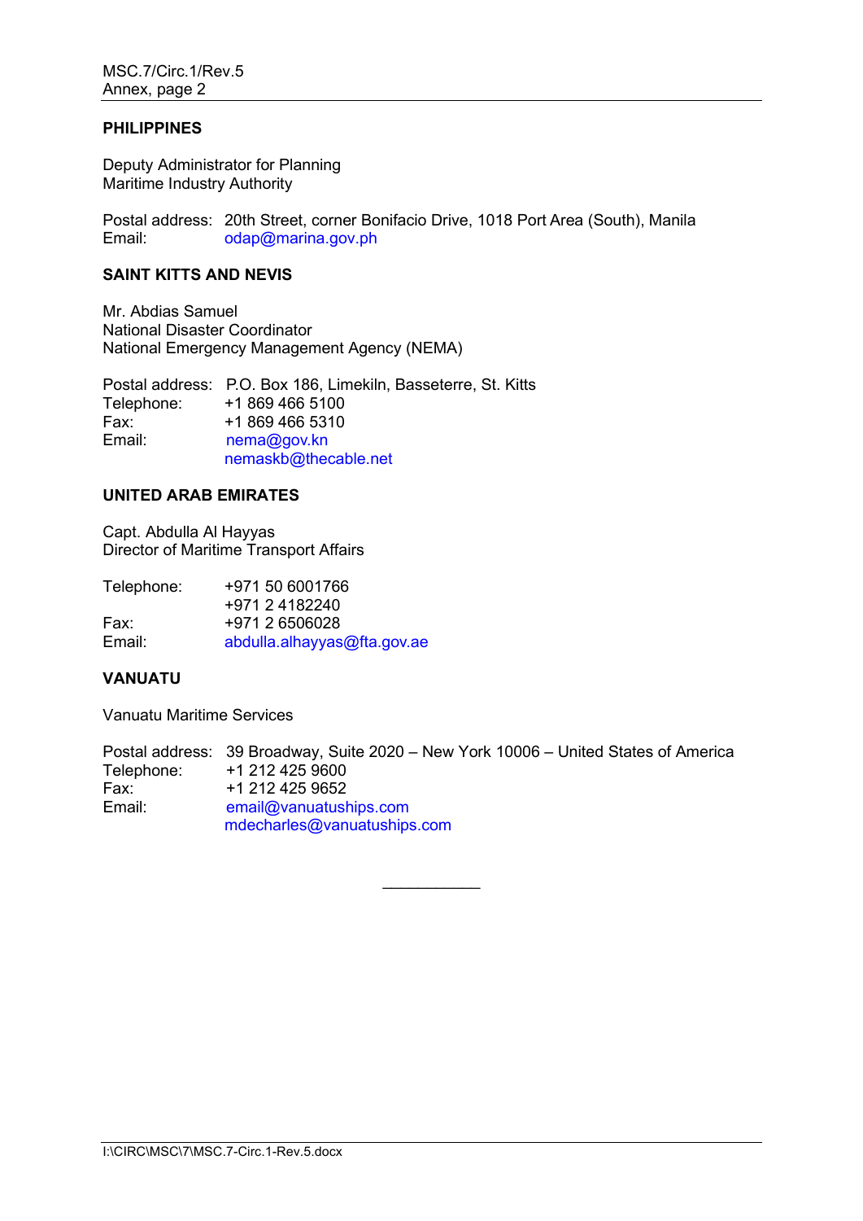**PHILIPPINES**

Deputy Administrator for Planning
Maritime Industry Authority

Postal address: 20th Street, corner Bonifacio Drive, 1018 Port Area (South), Manila
Email: odap@marina.gov.ph

**SAINT KITTS AND NEVIS**

Mr. Abdias Samuel
National Disaster Coordinator
National Emergency Management Agency (NEMA)

Postal address: P.O. Box 186, Limekiln, Basseterre, St. Kitts
Telephone: +1 869 466 5100
Fax: +1 869 466 5310
Email: nema@gov.kn
nemaskb@thecable.net

**UNITED ARAB EMIRATES**

Capt. Abdulla Al Hayyas
Director of Maritime Transport Affairs

Telephone: +971 50 6001766
+971 2 4182240
Fax: +971 2 6506028
Email: abdulla.alhayyas@fta.gov.ae

**VANUATU**

Vanuatu Maritime Services

Postal address: 39 Broadway, Suite 2020 – New York 10006 – United States of America
Telephone: +1 212 425 9600
Fax: +1 212 425 9652
Email: email@vanuatuships.com
mdecharles@vanuatuships.com

\_\_\_\_\_\_\_\_\_\_\_